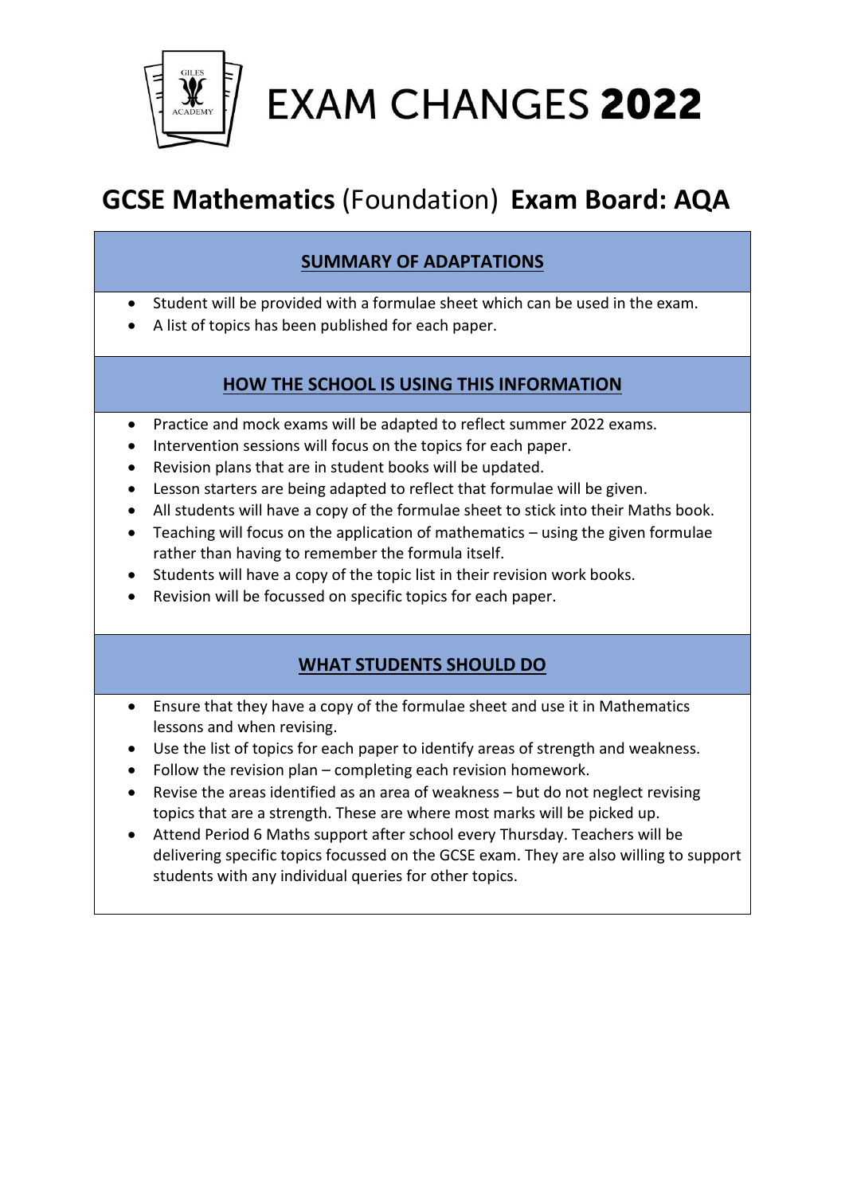# EXAM CHANGES **2022**

## **GCSE Mathematics** (Foundation) **Exam Board: AQA**

### SUMMARY OF ADAPTATIONS

- Student will be provided with a formulae sheet which can be used in the exam.
- A list of topics has been published for each paper.

### HOW THE SCHOOL IS USING THIS INFORMATION

- Practice and mock exams will be adapted to reflect summer 2022 exams.
- Intervention sessions will focus on the topics for each paper.
- Revision plans that are in student books will be updated.
- Lesson starters are being adapted to reflect that formulae will be given.
- All students will have a copy of the formulae sheet to stick into their Maths book.
- Teaching will focus on the application of mathematics – using the given formulae rather than having to remember the formula itself.
- Students will have a copy of the topic list in their revision work books.
- Revision will be focussed on specific topics for each paper.

### WHAT STUDENTS SHOULD DO

- Ensure that they have a copy of the formulae sheet and use it in Mathematics lessons and when revising.
- Use the list of topics for each paper to identify areas of strength and weakness.
- Follow the revision plan – completing each revision homework.
- Revise the areas identified as an area of weakness – but do not neglect revising topics that are a strength. These are where most marks will be picked up.
- Attend Period 6 Maths support after school every Thursday. Teachers will be delivering specific topics focussed on the GCSE exam. They are also willing to support students with any individual queries for other topics.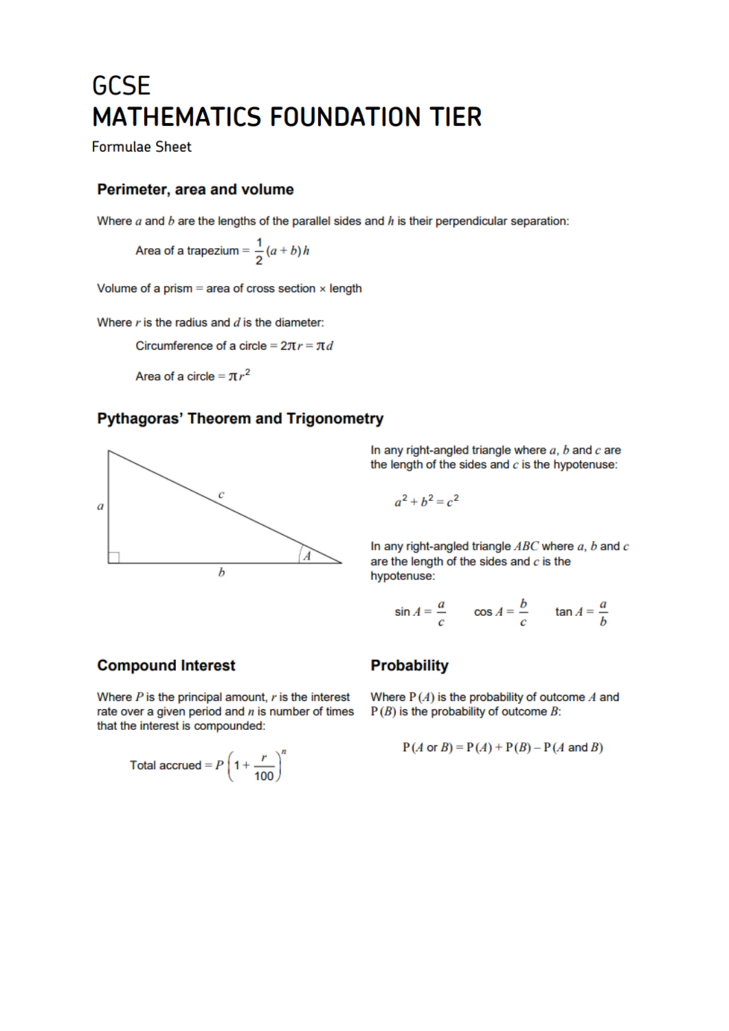# GCSE
# MATHEMATICS FOUNDATION TIER

Formulae Sheet

## Perimeter, area and volume

Where $a$ and $b$ are the lengths of the parallel sides and $h$ is their perpendicular separation:

$$\text{Area of a trapezium} = \frac{1}{2}(a+b)h$$

Volume of a prism = area of cross section × length

Where $r$ is the radius and $d$ is the diameter:

$$\text{Circumference of a circle} = 2\pi r = \pi d$$

$$\text{Area of a circle} = \pi r^2$$

## Pythagoras' Theorem and Trigonometry

In any right-angled triangle where $a$, $b$ and $c$ are the length of the sides and $c$ is the hypotenuse:

$$a^2 + b^2 = c^2$$

In any right-angled triangle $ABC$ where $a$, $b$ and $c$ are the length of the sides and $c$ is the hypotenuse:

$$\sin A = \frac{a}{c} \qquad \cos A = \frac{b}{c} \qquad \tan A = \frac{a}{b}$$

## Compound Interest

Where $P$ is the principal amount, $r$ is the interest rate over a given period and $n$ is number of times that the interest is compounded:

$$\text{Total accrued} = P\left(1 + \frac{r}{100}\right)^n$$

## Probability

Where $\text{P}(A)$ is the probability of outcome $A$ and $\text{P}(B)$ is the probability of outcome $B$:

$$\text{P}(A \text{ or } B) = \text{P}(A) + \text{P}(B) - \text{P}(A \text{ and } B)$$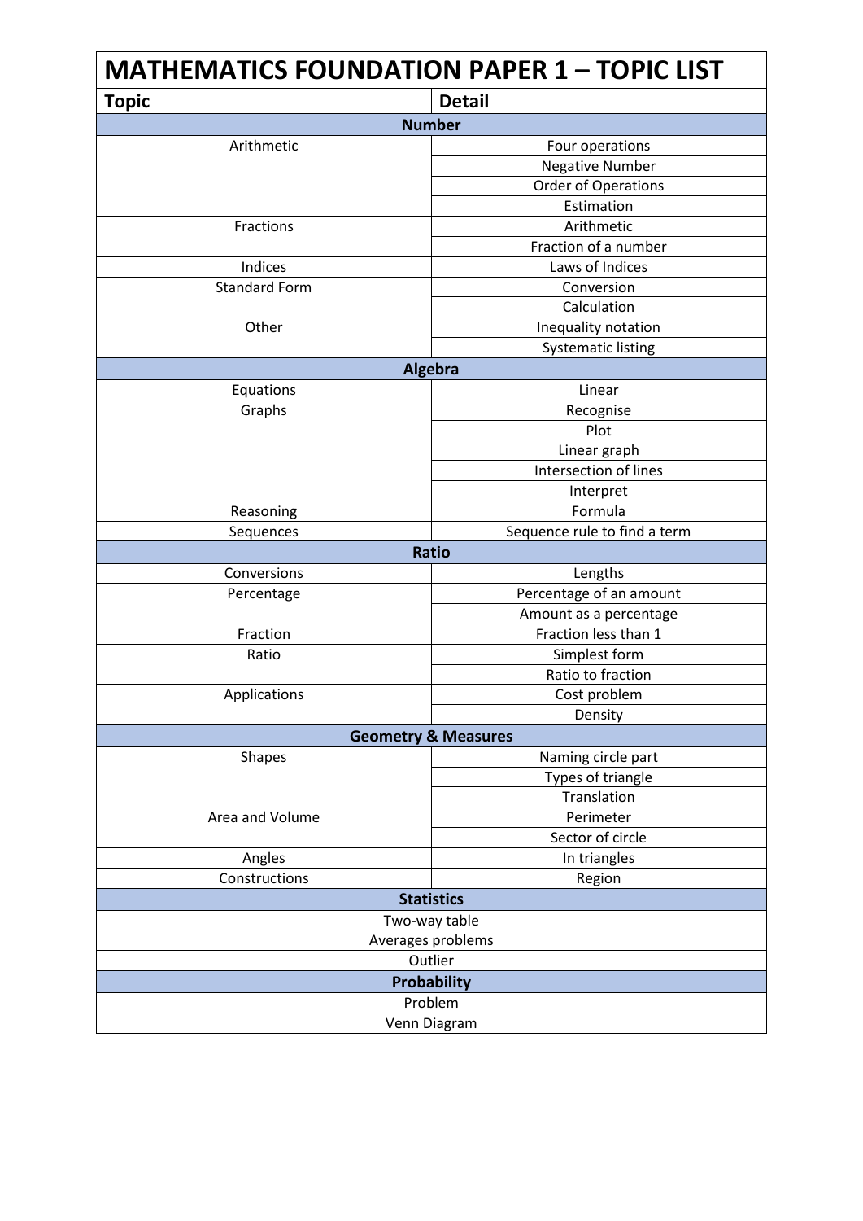# MATHEMATICS FOUNDATION PAPER 1 – TOPIC LIST

| Topic | Detail |
|---|---|
| **Number** | |
| Arithmetic | Four operations |
| | Negative Number |
| | Order of Operations |
| | Estimation |
| Fractions | Arithmetic |
| | Fraction of a number |
| Indices | Laws of Indices |
| Standard Form | Conversion |
| | Calculation |
| Other | Inequality notation |
| | Systematic listing |
| **Algebra** | |
| Equations | Linear |
| Graphs | Recognise |
| | Plot |
| | Linear graph |
| | Intersection of lines |
| | Interpret |
| Reasoning | Formula |
| Sequences | Sequence rule to find a term |
| **Ratio** | |
| Conversions | Lengths |
| Percentage | Percentage of an amount |
| | Amount as a percentage |
| Fraction | Fraction less than 1 |
| Ratio | Simplest form |
| | Ratio to fraction |
| Applications | Cost problem |
| | Density |
| **Geometry & Measures** | |
| Shapes | Naming circle part |
| | Types of triangle |
| | Translation |
| Area and Volume | Perimeter |
| | Sector of circle |
| Angles | In triangles |
| Constructions | Region |
| **Statistics** | |
| Two-way table | |
| Averages problems | |
| Outlier | |
| **Probability** | |
| Problem | |
| Venn Diagram | |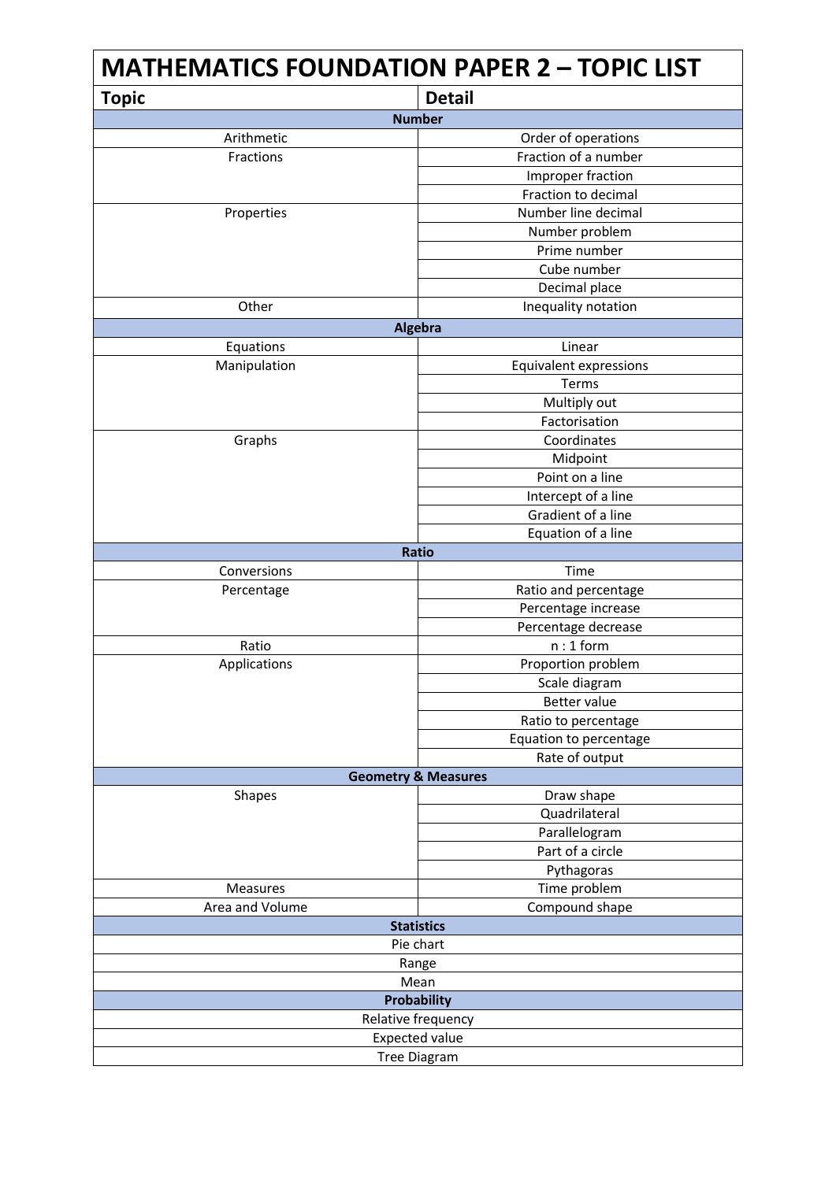# MATHEMATICS FOUNDATION PAPER 2 – TOPIC LIST

| Topic | Detail |
|---|---|
| **Number** | |
| Arithmetic | Order of operations |
| Fractions | Fraction of a number |
| | Improper fraction |
| | Fraction to decimal |
| Properties | Number line decimal |
| | Number problem |
| | Prime number |
| | Cube number |
| | Decimal place |
| Other | Inequality notation |
| **Algebra** | |
| Equations | Linear |
| Manipulation | Equivalent expressions |
| | Terms |
| | Multiply out |
| | Factorisation |
| Graphs | Coordinates |
| | Midpoint |
| | Point on a line |
| | Intercept of a line |
| | Gradient of a line |
| | Equation of a line |
| **Ratio** | |
| Conversions | Time |
| Percentage | Ratio and percentage |
| | Percentage increase |
| | Percentage decrease |
| Ratio | n : 1 form |
| Applications | Proportion problem |
| | Scale diagram |
| | Better value |
| | Ratio to percentage |
| | Equation to percentage |
| | Rate of output |
| **Geometry & Measures** | |
| Shapes | Draw shape |
| | Quadrilateral |
| | Parallelogram |
| | Part of a circle |
| | Pythagoras |
| Measures | Time problem |
| Area and Volume | Compound shape |
| **Statistics** | |
| Pie chart | |
| Range | |
| Mean | |
| **Probability** | |
| Relative frequency | |
| Expected value | |
| Tree Diagram | |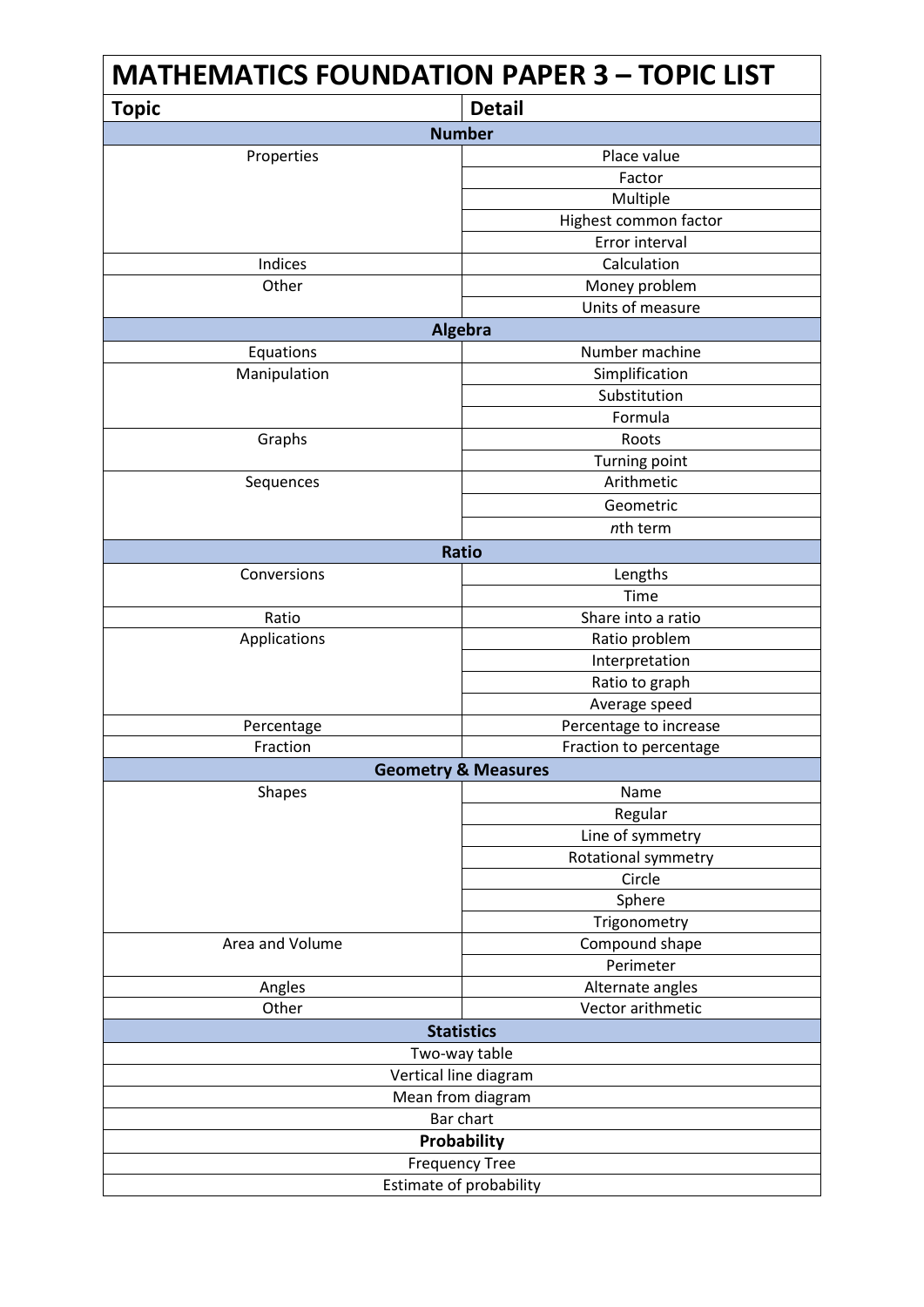# MATHEMATICS FOUNDATION PAPER 3 – TOPIC LIST

| Topic | Detail |
|---|---|
| **Number** | |
| Properties | Place value |
| | Factor |
| | Multiple |
| | Highest common factor |
| | Error interval |
| Indices | Calculation |
| Other | Money problem |
| | Units of measure |
| **Algebra** | |
| Equations | Number machine |
| Manipulation | Simplification |
| | Substitution |
| | Formula |
| Graphs | Roots |
| | Turning point |
| Sequences | Arithmetic |
| | Geometric |
| | *n*th term |
| **Ratio** | |
| Conversions | Lengths |
| | Time |
| Ratio | Share into a ratio |
| Applications | Ratio problem |
| | Interpretation |
| | Ratio to graph |
| | Average speed |
| Percentage | Percentage to increase |
| Fraction | Fraction to percentage |
| **Geometry & Measures** | |
| Shapes | Name |
| | Regular |
| | Line of symmetry |
| | Rotational symmetry |
| | Circle |
| | Sphere |
| | Trigonometry |
| Area and Volume | Compound shape |
| | Perimeter |
| Angles | Alternate angles |
| Other | Vector arithmetic |
| **Statistics** | |
| Two-way table | |
| Vertical line diagram | |
| Mean from diagram | |
| Bar chart | |
| **Probability** | |
| Frequency Tree | |
| Estimate of probability | |